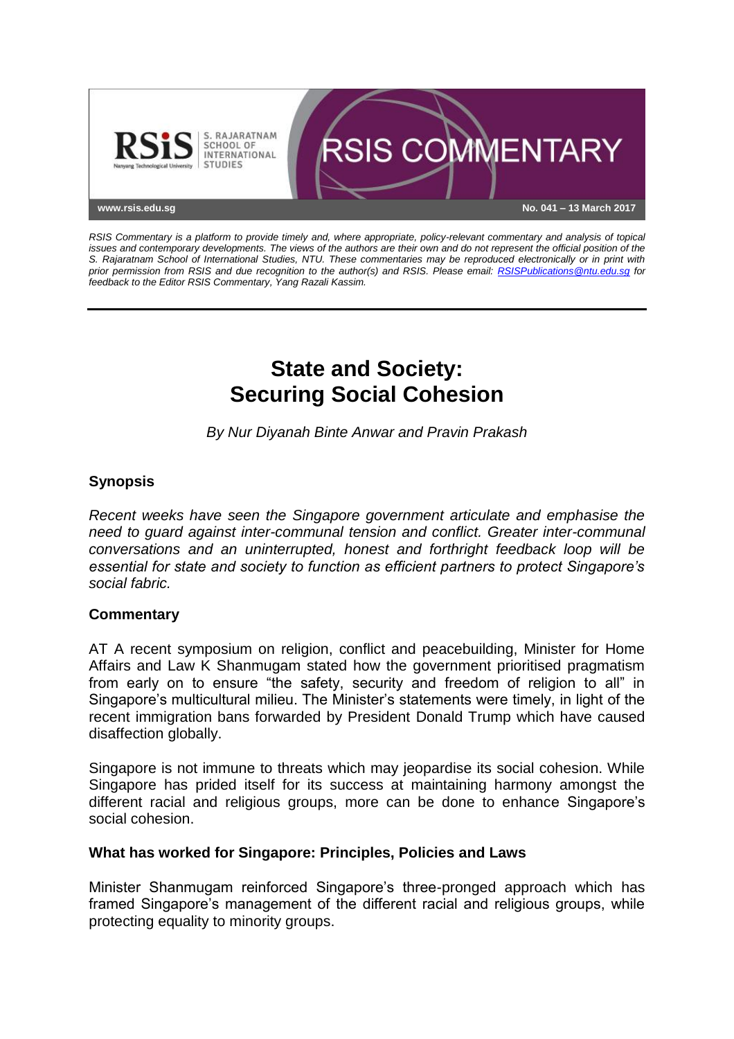RSIS COMMENTARY

www.rsis.edu.sg

No. 041 – 13 March 2017

*RSIS Commentary is a platform to provide timely and, where appropriate, policy-relevant commentary and analysis of topical issues and contemporary developments. The views of the authors are their own and do not represent the official position of the S. Rajaratnam School of International Studies, NTU. These commentaries may be reproduced electronically or in print with prior permission from RSIS and due recognition to the author(s) and RSIS. Please email: RSISPublications@ntu.edu.sg for feedback to the Editor RSIS Commentary, Yang Razali Kassim.*

# State and Society: Securing Social Cohesion

*By Nur Diyanah Binte Anwar and Pravin Prakash*

## Synopsis

*Recent weeks have seen the Singapore government articulate and emphasise the need to guard against inter-communal tension and conflict. Greater inter-communal conversations and an uninterrupted, honest and forthright feedback loop will be essential for state and society to function as efficient partners to protect Singapore's social fabric.*

## Commentary

AT A recent symposium on religion, conflict and peacebuilding, Minister for Home Affairs and Law K Shanmugam stated how the government prioritised pragmatism from early on to ensure "the safety, security and freedom of religion to all" in Singapore's multicultural milieu. The Minister's statements were timely, in light of the recent immigration bans forwarded by President Donald Trump which have caused disaffection globally.

Singapore is not immune to threats which may jeopardise its social cohesion. While Singapore has prided itself for its success at maintaining harmony amongst the different racial and religious groups, more can be done to enhance Singapore's social cohesion.

### What has worked for Singapore: Principles, Policies and Laws

Minister Shanmugam reinforced Singapore's three-pronged approach which has framed Singapore's management of the different racial and religious groups, while protecting equality to minority groups.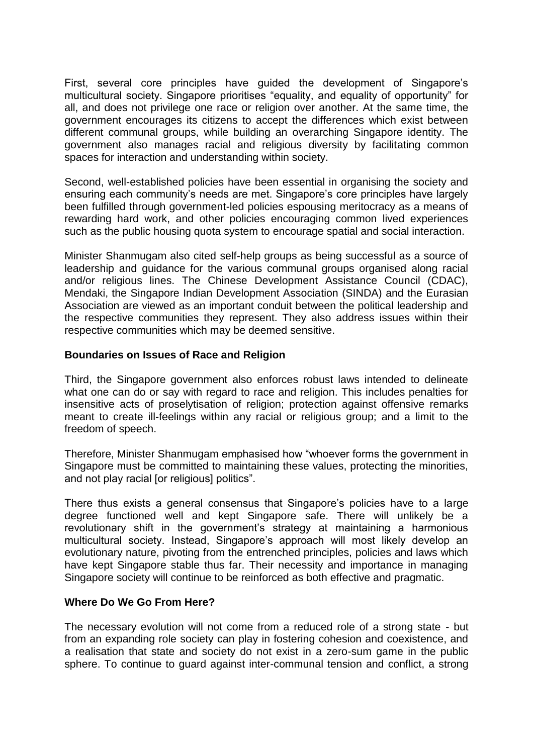First, several core principles have guided the development of Singapore's multicultural society. Singapore prioritises "equality, and equality of opportunity" for all, and does not privilege one race or religion over another. At the same time, the government encourages its citizens to accept the differences which exist between different communal groups, while building an overarching Singapore identity. The government also manages racial and religious diversity by facilitating common spaces for interaction and understanding within society.

Second, well-established policies have been essential in organising the society and ensuring each community's needs are met. Singapore's core principles have largely been fulfilled through government-led policies espousing meritocracy as a means of rewarding hard work, and other policies encouraging common lived experiences such as the public housing quota system to encourage spatial and social interaction.

Minister Shanmugam also cited self-help groups as being successful as a source of leadership and guidance for the various communal groups organised along racial and/or religious lines. The Chinese Development Assistance Council (CDAC), Mendaki, the Singapore Indian Development Association (SINDA) and the Eurasian Association are viewed as an important conduit between the political leadership and the respective communities they represent. They also address issues within their respective communities which may be deemed sensitive.

### Boundaries on Issues of Race and Religion

Third, the Singapore government also enforces robust laws intended to delineate what one can do or say with regard to race and religion. This includes penalties for insensitive acts of proselytisation of religion; protection against offensive remarks meant to create ill-feelings within any racial or religious group; and a limit to the freedom of speech.

Therefore, Minister Shanmugam emphasised how "whoever forms the government in Singapore must be committed to maintaining these values, protecting the minorities, and not play racial [or religious] politics".

There thus exists a general consensus that Singapore's policies have to a large degree functioned well and kept Singapore safe. There will unlikely be a revolutionary shift in the government's strategy at maintaining a harmonious multicultural society. Instead, Singapore's approach will most likely develop an evolutionary nature, pivoting from the entrenched principles, policies and laws which have kept Singapore stable thus far. Their necessity and importance in managing Singapore society will continue to be reinforced as both effective and pragmatic.

### Where Do We Go From Here?

The necessary evolution will not come from a reduced role of a strong state - but from an expanding role society can play in fostering cohesion and coexistence, and a realisation that state and society do not exist in a zero-sum game in the public sphere. To continue to guard against inter-communal tension and conflict, a strong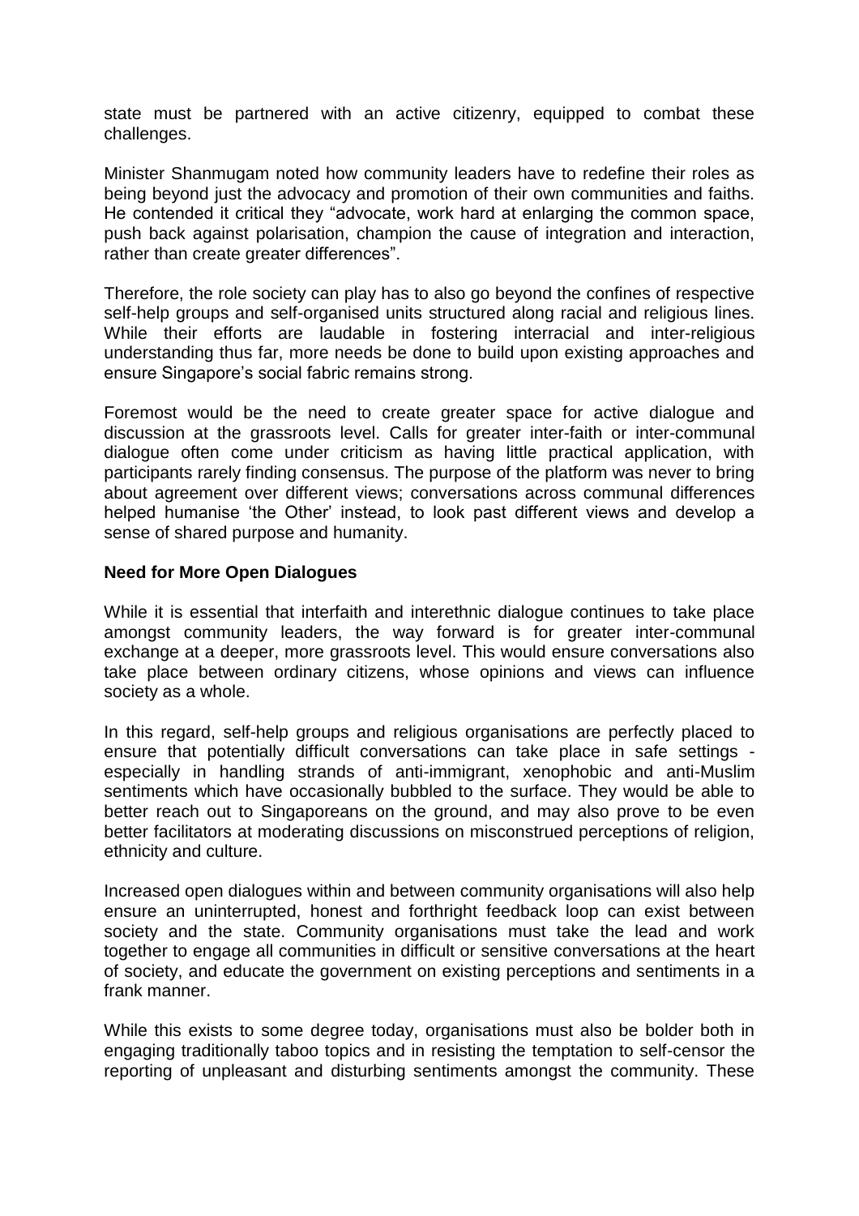state must be partnered with an active citizenry, equipped to combat these challenges.

Minister Shanmugam noted how community leaders have to redefine their roles as being beyond just the advocacy and promotion of their own communities and faiths. He contended it critical they "advocate, work hard at enlarging the common space, push back against polarisation, champion the cause of integration and interaction, rather than create greater differences".

Therefore, the role society can play has to also go beyond the confines of respective self-help groups and self-organised units structured along racial and religious lines. While their efforts are laudable in fostering interracial and inter-religious understanding thus far, more needs be done to build upon existing approaches and ensure Singapore's social fabric remains strong.

Foremost would be the need to create greater space for active dialogue and discussion at the grassroots level. Calls for greater inter-faith or inter-communal dialogue often come under criticism as having little practical application, with participants rarely finding consensus. The purpose of the platform was never to bring about agreement over different views; conversations across communal differences helped humanise 'the Other' instead, to look past different views and develop a sense of shared purpose and humanity.

**Need for More Open Dialogues**

While it is essential that interfaith and interethnic dialogue continues to take place amongst community leaders, the way forward is for greater inter-communal exchange at a deeper, more grassroots level. This would ensure conversations also take place between ordinary citizens, whose opinions and views can influence society as a whole.

In this regard, self-help groups and religious organisations are perfectly placed to ensure that potentially difficult conversations can take place in safe settings - especially in handling strands of anti-immigrant, xenophobic and anti-Muslim sentiments which have occasionally bubbled to the surface. They would be able to better reach out to Singaporeans on the ground, and may also prove to be even better facilitators at moderating discussions on misconstrued perceptions of religion, ethnicity and culture.

Increased open dialogues within and between community organisations will also help ensure an uninterrupted, honest and forthright feedback loop can exist between society and the state. Community organisations must take the lead and work together to engage all communities in difficult or sensitive conversations at the heart of society, and educate the government on existing perceptions and sentiments in a frank manner.

While this exists to some degree today, organisations must also be bolder both in engaging traditionally taboo topics and in resisting the temptation to self-censor the reporting of unpleasant and disturbing sentiments amongst the community. These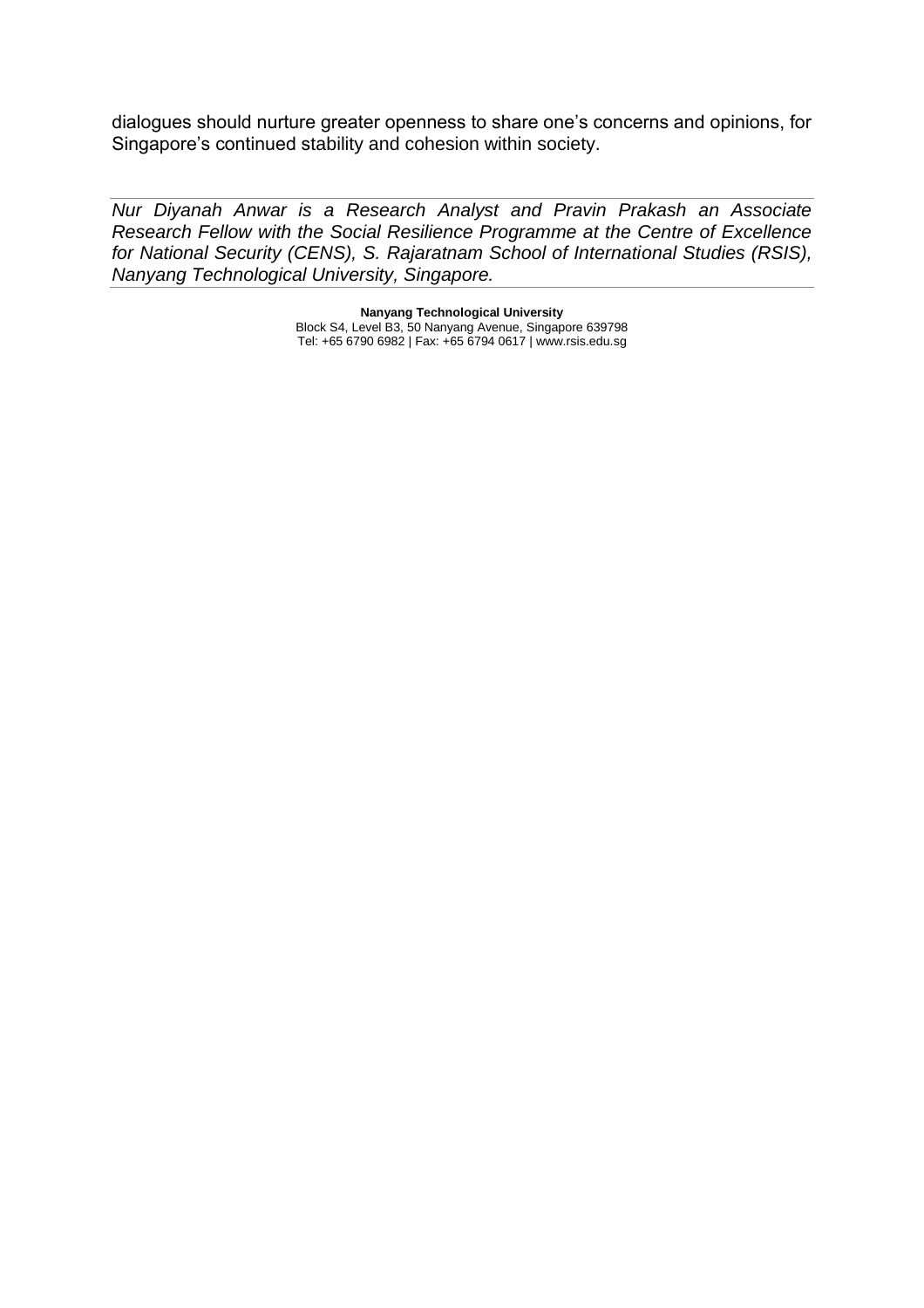dialogues should nurture greater openness to share one's concerns and opinions, for Singapore's continued stability and cohesion within society.

---

*Nur Diyanah Anwar is a Research Analyst and Pravin Prakash an Associate Research Fellow with the Social Resilience Programme at the Centre of Excellence for National Security (CENS), S. Rajaratnam School of International Studies (RSIS), Nanyang Technological University, Singapore.*

---

**Nanyang Technological University**
Block S4, Level B3, 50 Nanyang Avenue, Singapore 639798
Tel: +65 6790 6982 | Fax: +65 6794 0617 | www.rsis.edu.sg